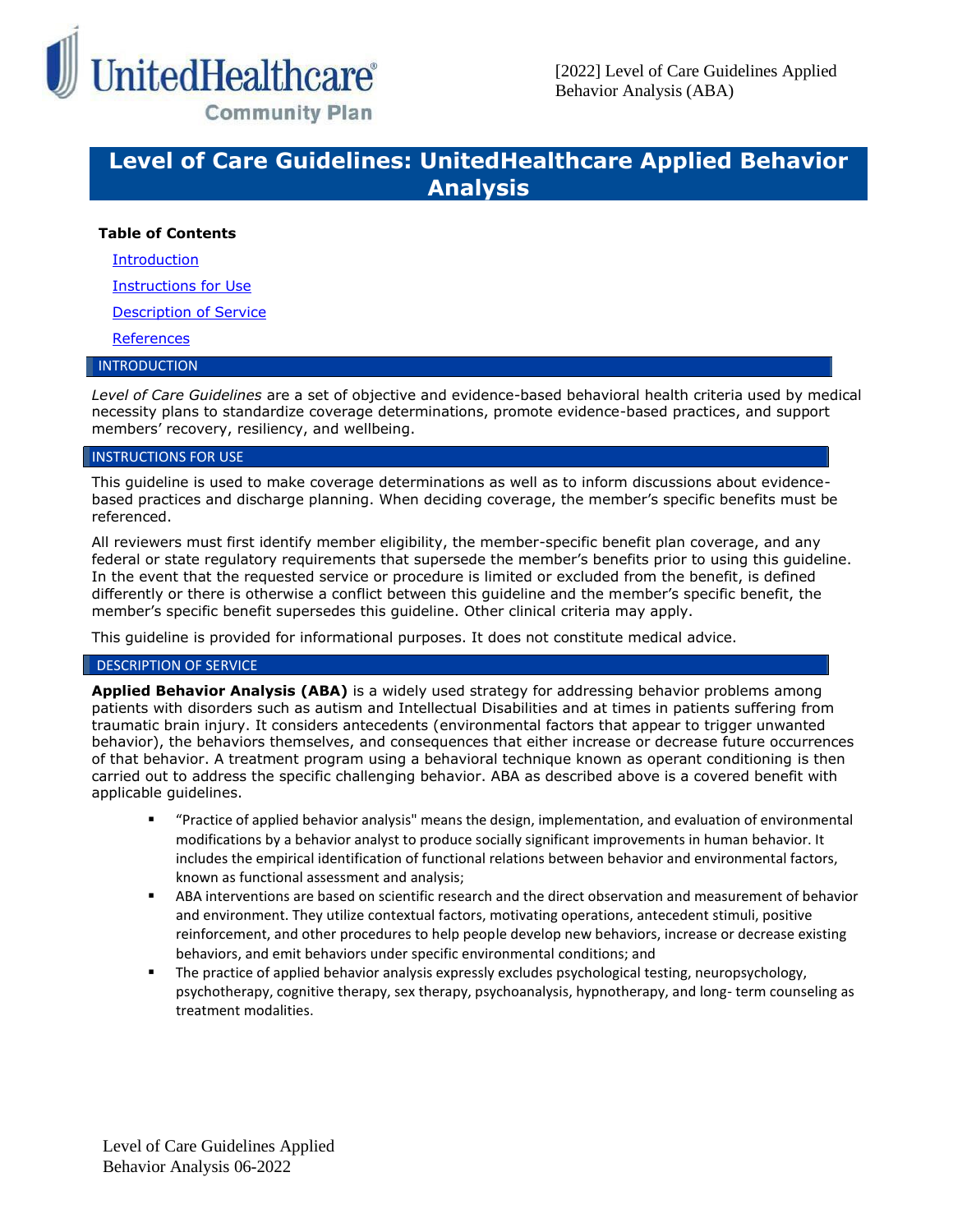# Level of Care Guidelines: UnitedHealthcare Applied Behavior Analysis

**Table of Contents**

- Introduction
- Instructions for Use
- Description of Service
- References

## INTRODUCTION

*Level of Care Guidelines* are a set of objective and evidence-based behavioral health criteria used by medical necessity plans to standardize coverage determinations, promote evidence-based practices, and support members' recovery, resiliency, and wellbeing.

## INSTRUCTIONS FOR USE

This guideline is used to make coverage determinations as well as to inform discussions about evidence-based practices and discharge planning. When deciding coverage, the member's specific benefits must be referenced.

All reviewers must first identify member eligibility, the member-specific benefit plan coverage, and any federal or state regulatory requirements that supersede the member's benefits prior to using this guideline. In the event that the requested service or procedure is limited or excluded from the benefit, is defined differently or there is otherwise a conflict between this guideline and the member's specific benefit, the member's specific benefit supersedes this guideline. Other clinical criteria may apply.

This guideline is provided for informational purposes. It does not constitute medical advice.

## DESCRIPTION OF SERVICE

**Applied Behavior Analysis (ABA)** is a widely used strategy for addressing behavior problems among patients with disorders such as autism and Intellectual Disabilities and at times in patients suffering from traumatic brain injury. It considers antecedents (environmental factors that appear to trigger unwanted behavior), the behaviors themselves, and consequences that either increase or decrease future occurrences of that behavior. A treatment program using a behavioral technique known as operant conditioning is then carried out to address the specific challenging behavior. ABA as described above is a covered benefit with applicable guidelines.

- "Practice of applied behavior analysis" means the design, implementation, and evaluation of environmental modifications by a behavior analyst to produce socially significant improvements in human behavior. It includes the empirical identification of functional relations between behavior and environmental factors, known as functional assessment and analysis;
- ABA interventions are based on scientific research and the direct observation and measurement of behavior and environment. They utilize contextual factors, motivating operations, antecedent stimuli, positive reinforcement, and other procedures to help people develop new behaviors, increase or decrease existing behaviors, and emit behaviors under specific environmental conditions; and
- The practice of applied behavior analysis expressly excludes psychological testing, neuropsychology, psychotherapy, cognitive therapy, sex therapy, psychoanalysis, hypnotherapy, and long- term counseling as treatment modalities.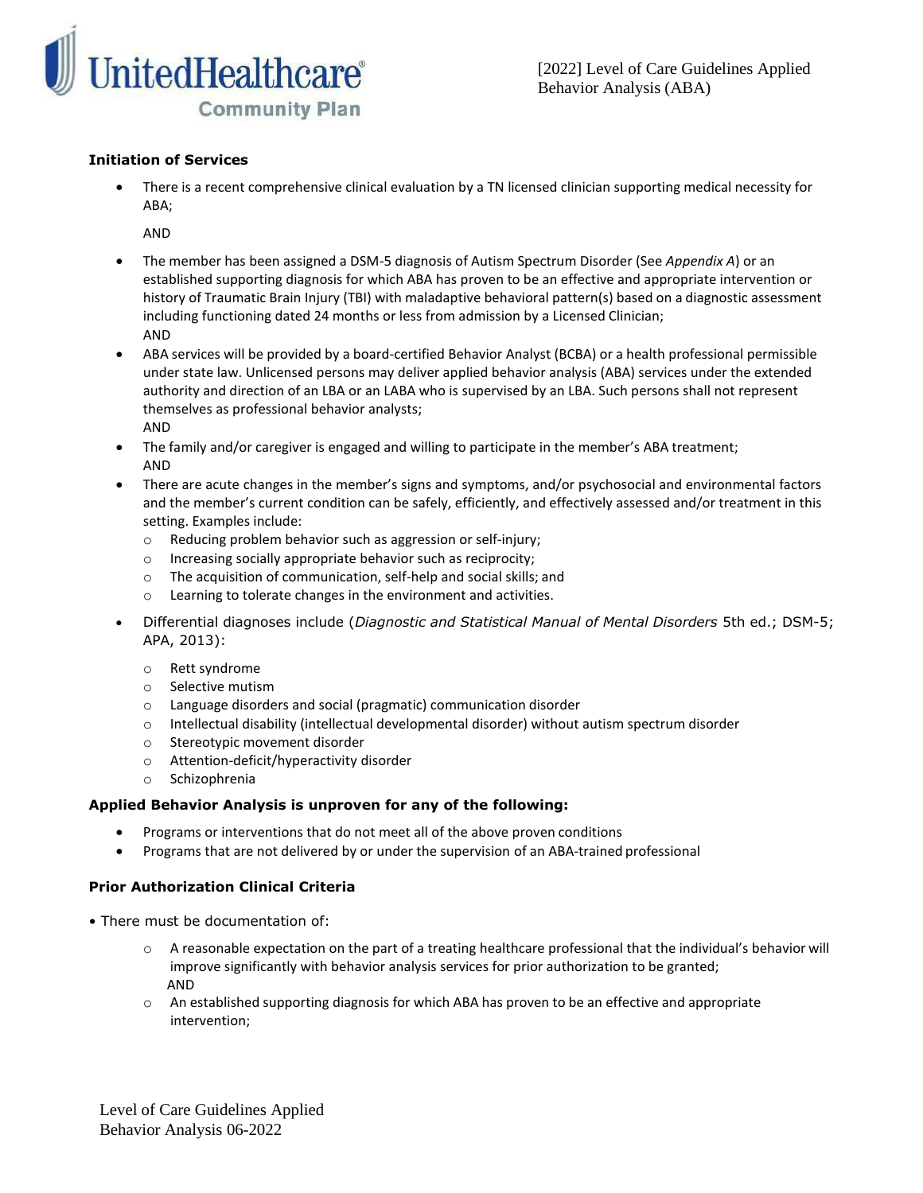### Initiation of Services

- There is a recent comprehensive clinical evaluation by a TN licensed clinician supporting medical necessity for ABA;

  AND

- The member has been assigned a DSM-5 diagnosis of Autism Spectrum Disorder (See *Appendix A*) or an established supporting diagnosis for which ABA has proven to be an effective and appropriate intervention or history of Traumatic Brain Injury (TBI) with maladaptive behavioral pattern(s) based on a diagnostic assessment including functioning dated 24 months or less from admission by a Licensed Clinician;
  AND
- ABA services will be provided by a board-certified Behavior Analyst (BCBA) or a health professional permissible under state law. Unlicensed persons may deliver applied behavior analysis (ABA) services under the extended authority and direction of an LBA or an LABA who is supervised by an LBA. Such persons shall not represent themselves as professional behavior analysts;
  AND
- The family and/or caregiver is engaged and willing to participate in the member's ABA treatment;
  AND
- There are acute changes in the member's signs and symptoms, and/or psychosocial and environmental factors and the member's current condition can be safely, efficiently, and effectively assessed and/or treatment in this setting. Examples include:
  - Reducing problem behavior such as aggression or self-injury;
  - Increasing socially appropriate behavior such as reciprocity;
  - The acquisition of communication, self-help and social skills; and
  - Learning to tolerate changes in the environment and activities.
- Differential diagnoses include (*Diagnostic and Statistical Manual of Mental Disorders* 5th ed.; DSM-5; APA, 2013):
  - Rett syndrome
  - Selective mutism
  - Language disorders and social (pragmatic) communication disorder
  - Intellectual disability (intellectual developmental disorder) without autism spectrum disorder
  - Stereotypic movement disorder
  - Attention-deficit/hyperactivity disorder
  - Schizophrenia

### Applied Behavior Analysis is unproven for any of the following:

- Programs or interventions that do not meet all of the above proven conditions
- Programs that are not delivered by or under the supervision of an ABA-trained professional

### Prior Authorization Clinical Criteria

- There must be documentation of:
  - A reasonable expectation on the part of a treating healthcare professional that the individual's behavior will improve significantly with behavior analysis services for prior authorization to be granted;
    AND
  - An established supporting diagnosis for which ABA has proven to be an effective and appropriate intervention;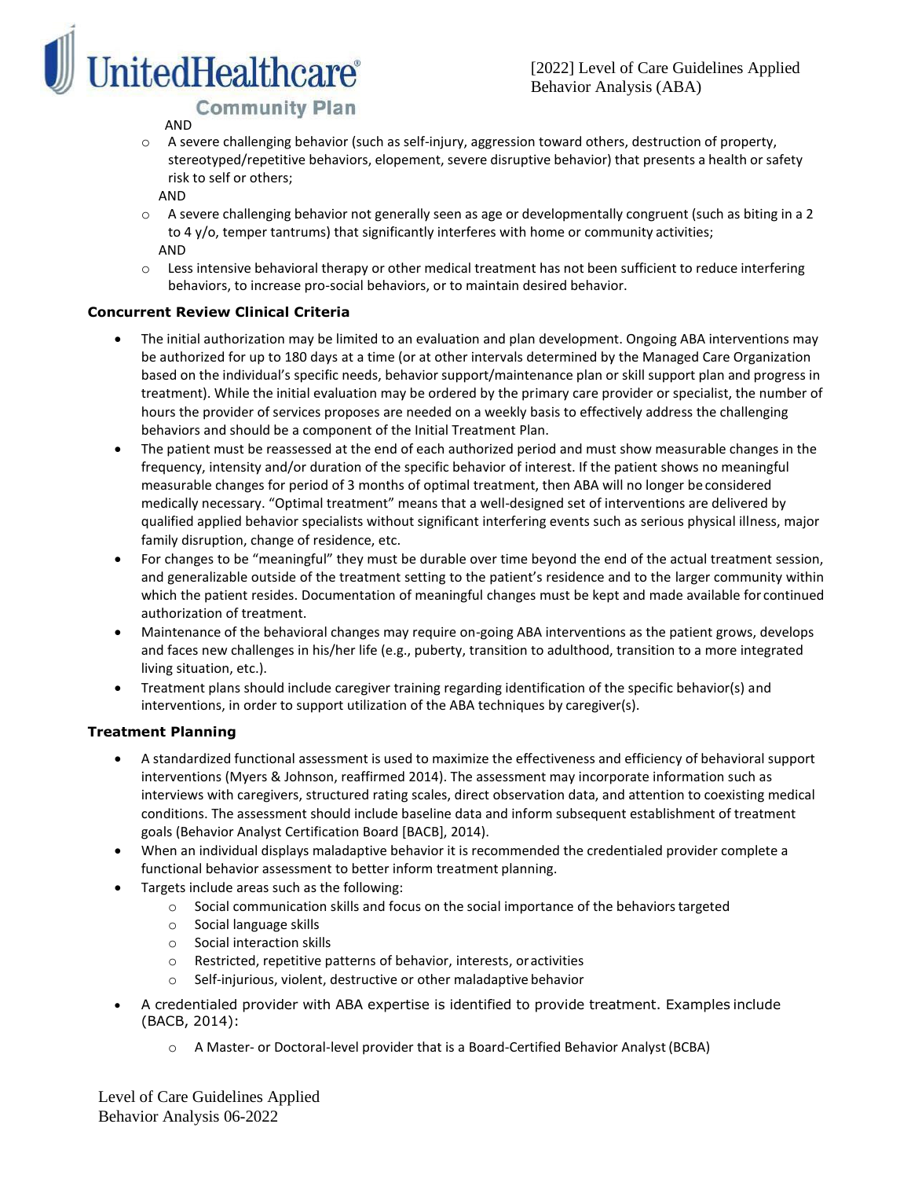AND

- A severe challenging behavior (such as self-injury, aggression toward others, destruction of property, stereotyped/repetitive behaviors, elopement, severe disruptive behavior) that presents a health or safety risk to self or others;

  AND

- A severe challenging behavior not generally seen as age or developmentally congruent (such as biting in a 2 to 4 y/o, temper tantrums) that significantly interferes with home or community activities;

  AND

- Less intensive behavioral therapy or other medical treatment has not been sufficient to reduce interfering behaviors, to increase pro-social behaviors, or to maintain desired behavior.

**Concurrent Review Clinical Criteria**

- The initial authorization may be limited to an evaluation and plan development. Ongoing ABA interventions may be authorized for up to 180 days at a time (or at other intervals determined by the Managed Care Organization based on the individual's specific needs, behavior support/maintenance plan or skill support plan and progress in treatment). While the initial evaluation may be ordered by the primary care provider or specialist, the number of hours the provider of services proposes are needed on a weekly basis to effectively address the challenging behaviors and should be a component of the Initial Treatment Plan.
- The patient must be reassessed at the end of each authorized period and must show measurable changes in the frequency, intensity and/or duration of the specific behavior of interest. If the patient shows no meaningful measurable changes for period of 3 months of optimal treatment, then ABA will no longer be considered medically necessary. "Optimal treatment" means that a well-designed set of interventions are delivered by qualified applied behavior specialists without significant interfering events such as serious physical illness, major family disruption, change of residence, etc.
- For changes to be "meaningful" they must be durable over time beyond the end of the actual treatment session, and generalizable outside of the treatment setting to the patient's residence and to the larger community within which the patient resides. Documentation of meaningful changes must be kept and made available for continued authorization of treatment.
- Maintenance of the behavioral changes may require on-going ABA interventions as the patient grows, develops and faces new challenges in his/her life (e.g., puberty, transition to adulthood, transition to a more integrated living situation, etc.).
- Treatment plans should include caregiver training regarding identification of the specific behavior(s) and interventions, in order to support utilization of the ABA techniques by caregiver(s).

**Treatment Planning**

- A standardized functional assessment is used to maximize the effectiveness and efficiency of behavioral support interventions (Myers & Johnson, reaffirmed 2014). The assessment may incorporate information such as interviews with caregivers, structured rating scales, direct observation data, and attention to coexisting medical conditions. The assessment should include baseline data and inform subsequent establishment of treatment goals (Behavior Analyst Certification Board [BACB], 2014).
- When an individual displays maladaptive behavior it is recommended the credentialed provider complete a functional behavior assessment to better inform treatment planning.
- Targets include areas such as the following:
  - Social communication skills and focus on the social importance of the behaviors targeted
  - Social language skills
  - Social interaction skills
  - Restricted, repetitive patterns of behavior, interests, or activities
  - Self-injurious, violent, destructive or other maladaptive behavior
- A credentialed provider with ABA expertise is identified to provide treatment. Examples include (BACB, 2014):
  - A Master- or Doctoral-level provider that is a Board-Certified Behavior Analyst (BCBA)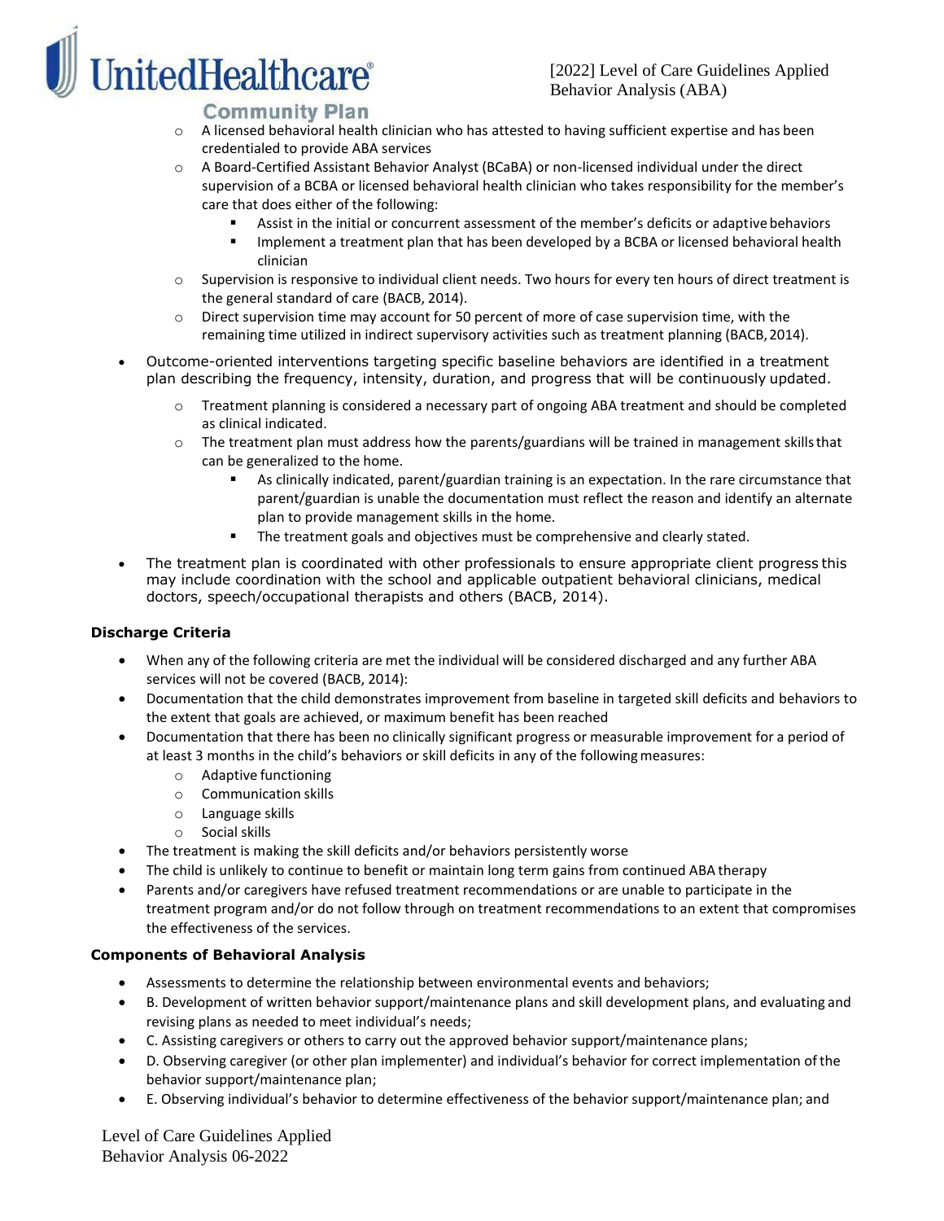- A licensed behavioral health clinician who has attested to having sufficient expertise and has been credentialed to provide ABA services
  - A Board-Certified Assistant Behavior Analyst (BCaBA) or non-licensed individual under the direct supervision of a BCBA or licensed behavioral health clinician who takes responsibility for the member's care that does either of the following:
    - Assist in the initial or concurrent assessment of the member's deficits or adaptive behaviors
    - Implement a treatment plan that has been developed by a BCBA or licensed behavioral health clinician
  - Supervision is responsive to individual client needs. Two hours for every ten hours of direct treatment is the general standard of care (BACB, 2014).
  - Direct supervision time may account for 50 percent of more of case supervision time, with the remaining time utilized in indirect supervisory activities such as treatment planning (BACB, 2014).
- Outcome-oriented interventions targeting specific baseline behaviors are identified in a treatment plan describing the frequency, intensity, duration, and progress that will be continuously updated.
  - Treatment planning is considered a necessary part of ongoing ABA treatment and should be completed as clinical indicated.
  - The treatment plan must address how the parents/guardians will be trained in management skills that can be generalized to the home.
    - As clinically indicated, parent/guardian training is an expectation. In the rare circumstance that parent/guardian is unable the documentation must reflect the reason and identify an alternate plan to provide management skills in the home.
    - The treatment goals and objectives must be comprehensive and clearly stated.
- The treatment plan is coordinated with other professionals to ensure appropriate client progress this may include coordination with the school and applicable outpatient behavioral clinicians, medical doctors, speech/occupational therapists and others (BACB, 2014).

### Discharge Criteria

- When any of the following criteria are met the individual will be considered discharged and any further ABA services will not be covered (BACB, 2014):
- Documentation that the child demonstrates improvement from baseline in targeted skill deficits and behaviors to the extent that goals are achieved, or maximum benefit has been reached
- Documentation that there has been no clinically significant progress or measurable improvement for a period of at least 3 months in the child's behaviors or skill deficits in any of the following measures:
  - Adaptive functioning
  - Communication skills
  - Language skills
  - Social skills
- The treatment is making the skill deficits and/or behaviors persistently worse
- The child is unlikely to continue to benefit or maintain long term gains from continued ABA therapy
- Parents and/or caregivers have refused treatment recommendations or are unable to participate in the treatment program and/or do not follow through on treatment recommendations to an extent that compromises the effectiveness of the services.

### Components of Behavioral Analysis

- Assessments to determine the relationship between environmental events and behaviors;
- B. Development of written behavior support/maintenance plans and skill development plans, and evaluating and revising plans as needed to meet individual's needs;
- C. Assisting caregivers or others to carry out the approved behavior support/maintenance plans;
- D. Observing caregiver (or other plan implementer) and individual's behavior for correct implementation of the behavior support/maintenance plan;
- E. Observing individual's behavior to determine effectiveness of the behavior support/maintenance plan; and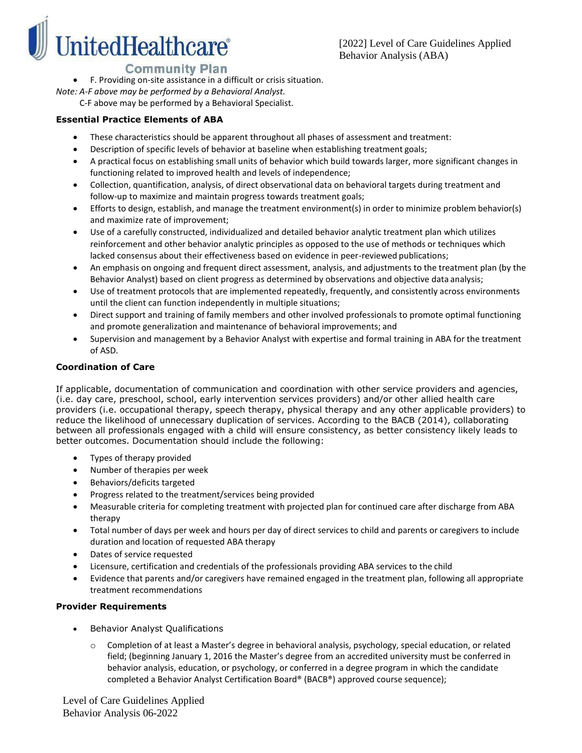- F. Providing on-site assistance in a difficult or crisis situation.

*Note: A-F above may be performed by a Behavioral Analyst.*

C-F above may be performed by a Behavioral Specialist.

**Essential Practice Elements of ABA**

- These characteristics should be apparent throughout all phases of assessment and treatment:
- Description of specific levels of behavior at baseline when establishing treatment goals;
- A practical focus on establishing small units of behavior which build towards larger, more significant changes in functioning related to improved health and levels of independence;
- Collection, quantification, analysis, of direct observational data on behavioral targets during treatment and follow-up to maximize and maintain progress towards treatment goals;
- Efforts to design, establish, and manage the treatment environment(s) in order to minimize problem behavior(s) and maximize rate of improvement;
- Use of a carefully constructed, individualized and detailed behavior analytic treatment plan which utilizes reinforcement and other behavior analytic principles as opposed to the use of methods or techniques which lacked consensus about their effectiveness based on evidence in peer-reviewed publications;
- An emphasis on ongoing and frequent direct assessment, analysis, and adjustments to the treatment plan (by the Behavior Analyst) based on client progress as determined by observations and objective data analysis;
- Use of treatment protocols that are implemented repeatedly, frequently, and consistently across environments until the client can function independently in multiple situations;
- Direct support and training of family members and other involved professionals to promote optimal functioning and promote generalization and maintenance of behavioral improvements; and
- Supervision and management by a Behavior Analyst with expertise and formal training in ABA for the treatment of ASD.

**Coordination of Care**

If applicable, documentation of communication and coordination with other service providers and agencies, (i.e. day care, preschool, school, early intervention services providers) and/or other allied health care providers (i.e. occupational therapy, speech therapy, physical therapy and any other applicable providers) to reduce the likelihood of unnecessary duplication of services. According to the BACB (2014), collaborating between all professionals engaged with a child will ensure consistency, as better consistency likely leads to better outcomes. Documentation should include the following:

- Types of therapy provided
- Number of therapies per week
- Behaviors/deficits targeted
- Progress related to the treatment/services being provided
- Measurable criteria for completing treatment with projected plan for continued care after discharge from ABA therapy
- Total number of days per week and hours per day of direct services to child and parents or caregivers to include duration and location of requested ABA therapy
- Dates of service requested
- Licensure, certification and credentials of the professionals providing ABA services to the child
- Evidence that parents and/or caregivers have remained engaged in the treatment plan, following all appropriate treatment recommendations

**Provider Requirements**

- Behavior Analyst Qualifications
  - Completion of at least a Master's degree in behavioral analysis, psychology, special education, or related field; (beginning January 1, 2016 the Master's degree from an accredited university must be conferred in behavior analysis, education, or psychology, or conferred in a degree program in which the candidate completed a Behavior Analyst Certification Board® (BACB®) approved course sequence);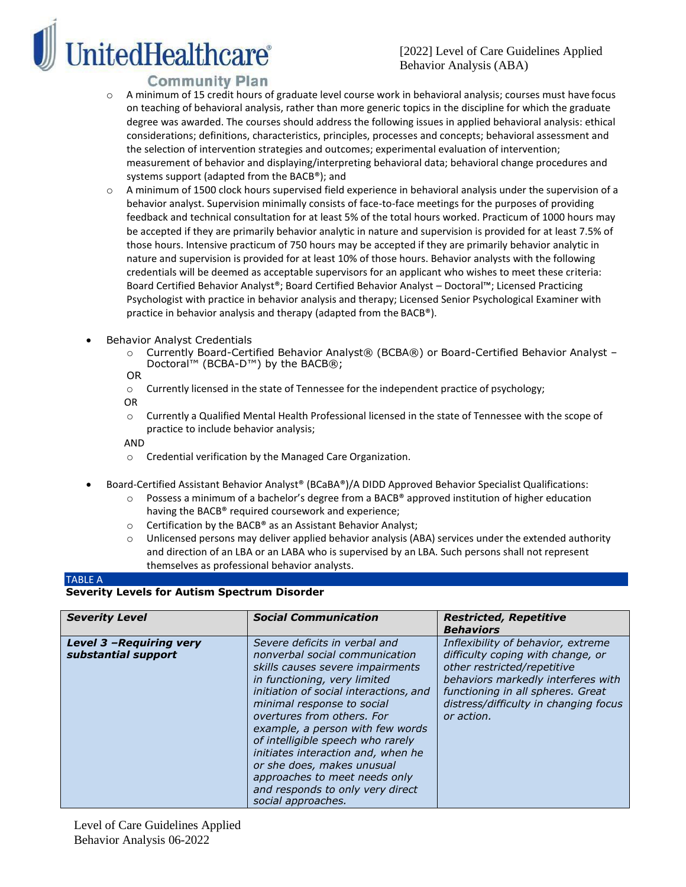- A minimum of 15 credit hours of graduate level course work in behavioral analysis; courses must have focus on teaching of behavioral analysis, rather than more generic topics in the discipline for which the graduate degree was awarded. The courses should address the following issues in applied behavioral analysis: ethical considerations; definitions, characteristics, principles, processes and concepts; behavioral assessment and the selection of intervention strategies and outcomes; experimental evaluation of intervention; measurement of behavior and displaying/interpreting behavioral data; behavioral change procedures and systems support (adapted from the BACB®); and
- A minimum of 1500 clock hours supervised field experience in behavioral analysis under the supervision of a behavior analyst. Supervision minimally consists of face-to-face meetings for the purposes of providing feedback and technical consultation for at least 5% of the total hours worked. Practicum of 1000 hours may be accepted if they are primarily behavior analytic in nature and supervision is provided for at least 7.5% of those hours. Intensive practicum of 750 hours may be accepted if they are primarily behavior analytic in nature and supervision is provided for at least 10% of those hours. Behavior analysts with the following credentials will be deemed as acceptable supervisors for an applicant who wishes to meet these criteria: Board Certified Behavior Analyst®; Board Certified Behavior Analyst – Doctoral™; Licensed Practicing Psychologist with practice in behavior analysis and therapy; Licensed Senior Psychological Examiner with practice in behavior analysis and therapy (adapted from the BACB®).

- Behavior Analyst Credentials
  - Currently Board-Certified Behavior Analyst® (BCBA®) or Board-Certified Behavior Analyst – Doctoral™ (BCBA-D™) by the BACB®;

  OR
  - Currently licensed in the state of Tennessee for the independent practice of psychology;

  OR
  - Currently a Qualified Mental Health Professional licensed in the state of Tennessee with the scope of practice to include behavior analysis;

  AND
  - Credential verification by the Managed Care Organization.

- Board-Certified Assistant Behavior Analyst® (BCaBA®)/A DIDD Approved Behavior Specialist Qualifications:
  - Possess a minimum of a bachelor's degree from a BACB® approved institution of higher education having the BACB® required coursework and experience;
  - Certification by the BACB® as an Assistant Behavior Analyst;
  - Unlicensed persons may deliver applied behavior analysis (ABA) services under the extended authority and direction of an LBA or an LABA who is supervised by an LBA. Such persons shall not represent themselves as professional behavior analysts.

TABLE A

**Severity Levels for Autism Spectrum Disorder**

| ***Severity Level*** | ***Social Communication*** | ***Restricted, Repetitive Behaviors*** |
|---|---|---|
| ***Level 3 –Requiring very substantial support*** | *Severe deficits in verbal and nonverbal social communication skills causes severe impairments in functioning, very limited initiation of social interactions, and minimal response to social overtures from others. For example, a person with few words of intelligible speech who rarely initiates interaction and, when he or she does, makes unusual approaches to meet needs only and responds to only very direct social approaches.* | *Inflexibility of behavior, extreme difficulty coping with change, or other restricted/repetitive behaviors markedly interferes with functioning in all spheres. Great distress/difficulty in changing focus or action.* |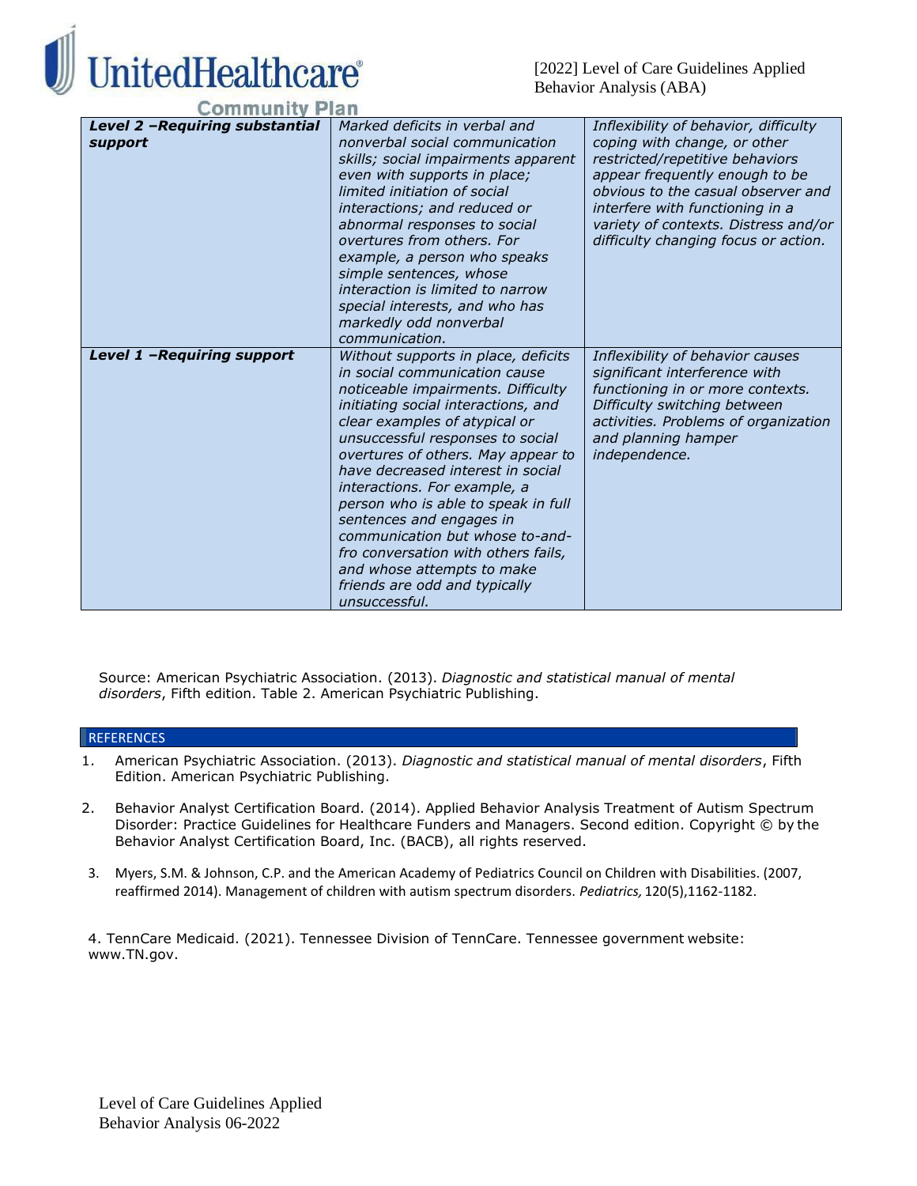| | | |
|---|---|---|
| ***Level 2 –Requiring substantial support*** | *Marked deficits in verbal and nonverbal social communication skills; social impairments apparent even with supports in place; limited initiation of social interactions; and reduced or abnormal responses to social overtures from others. For example, a person who speaks simple sentences, whose interaction is limited to narrow special interests, and who has markedly odd nonverbal communication.* | *Inflexibility of behavior, difficulty coping with change, or other restricted/repetitive behaviors appear frequently enough to be obvious to the casual observer and interfere with functioning in a variety of contexts. Distress and/or difficulty changing focus or action.* |
| ***Level 1 –Requiring support*** | *Without supports in place, deficits in social communication cause noticeable impairments. Difficulty initiating social interactions, and clear examples of atypical or unsuccessful responses to social overtures of others. May appear to have decreased interest in social interactions. For example, a person who is able to speak in full sentences and engages in communication but whose to-and-fro conversation with others fails, and whose attempts to make friends are odd and typically unsuccessful.* | *Inflexibility of behavior causes significant interference with functioning in or more contexts. Difficulty switching between activities. Problems of organization and planning hamper independence.* |

Source: American Psychiatric Association. (2013). *Diagnostic and statistical manual of mental disorders*, Fifth edition. Table 2. American Psychiatric Publishing.

## REFERENCES

1. American Psychiatric Association. (2013). *Diagnostic and statistical manual of mental disorders*, Fifth Edition. American Psychiatric Publishing.
2. Behavior Analyst Certification Board. (2014). Applied Behavior Analysis Treatment of Autism Spectrum Disorder: Practice Guidelines for Healthcare Funders and Managers. Second edition. Copyright © by the Behavior Analyst Certification Board, Inc. (BACB), all rights reserved.
3. Myers, S.M. & Johnson, C.P. and the American Academy of Pediatrics Council on Children with Disabilities. (2007, reaffirmed 2014). Management of children with autism spectrum disorders. *Pediatrics,* 120(5),1162-1182.
4. TennCare Medicaid. (2021). Tennessee Division of TennCare. Tennessee government website: www.TN.gov.